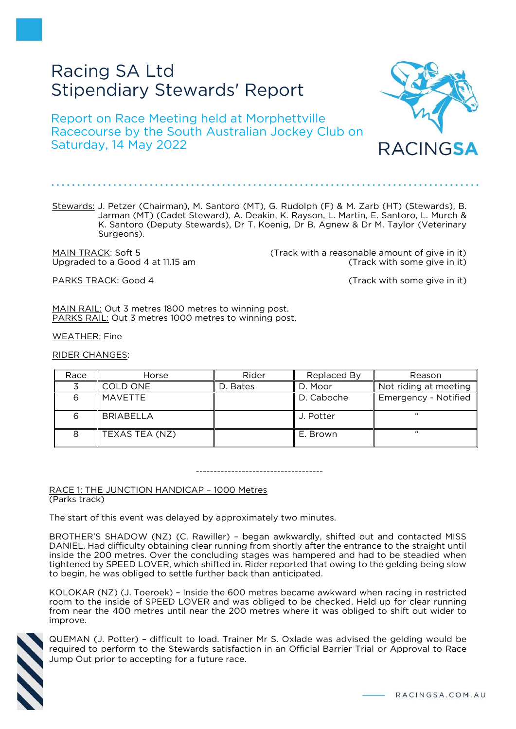# Racing SA Ltd
# Stipendiary Stewards' Report

## Report on Race Meeting held at Morphettville Racecourse by the South Australian Jockey Club on Saturday, 14 May 2022

Stewards: J. Petzer (Chairman), M. Santoro (MT), G. Rudolph (F) & M. Zarb (HT) (Stewards), B. Jarman (MT) (Cadet Steward), A. Deakin, K. Rayson, L. Martin, E. Santoro, L. Murch & K. Santoro (Deputy Stewards), Dr T. Koenig, Dr B. Agnew & Dr M. Taylor (Veterinary Surgeons).

MAIN TRACK: Soft 5 (Track with a reasonable amount of give in it)
Upgraded to a Good 4 at 11.15 am (Track with some give in it)

PARKS TRACK: Good 4 (Track with some give in it)

MAIN RAIL: Out 3 metres 1800 metres to winning post.
PARKS RAIL: Out 3 metres 1000 metres to winning post.

WEATHER: Fine

RIDER CHANGES:

| Race | Horse | Rider | Replaced By | Reason |
|---|---|---|---|---|
| 3 | COLD ONE | D. Bates | D. Moor | Not riding at meeting |
| 6 | MAVETTE | | D. Caboche | Emergency - Notified |
| 6 | BRIABELLA | | J. Potter | " |
| 8 | TEXAS TEA (NZ) | | E. Brown | " |

------------------------------------

RACE 1: THE JUNCTION HANDICAP – 1000 Metres
(Parks track)

The start of this event was delayed by approximately two minutes.

BROTHER'S SHADOW (NZ) (C. Rawiller) – began awkwardly, shifted out and contacted MISS DANIEL. Had difficulty obtaining clear running from shortly after the entrance to the straight until inside the 200 metres. Over the concluding stages was hampered and had to be steadied when tightened by SPEED LOVER, which shifted in. Rider reported that owing to the gelding being slow to begin, he was obliged to settle further back than anticipated.

KOLOKAR (NZ) (J. Toeroek) – Inside the 600 metres became awkward when racing in restricted room to the inside of SPEED LOVER and was obliged to be checked. Held up for clear running from near the 400 metres until near the 200 metres where it was obliged to shift out wider to improve.

QUEMAN (J. Potter) – difficult to load. Trainer Mr S. Oxlade was advised the gelding would be required to perform to the Stewards satisfaction in an Official Barrier Trial or Approval to Race Jump Out prior to accepting for a future race.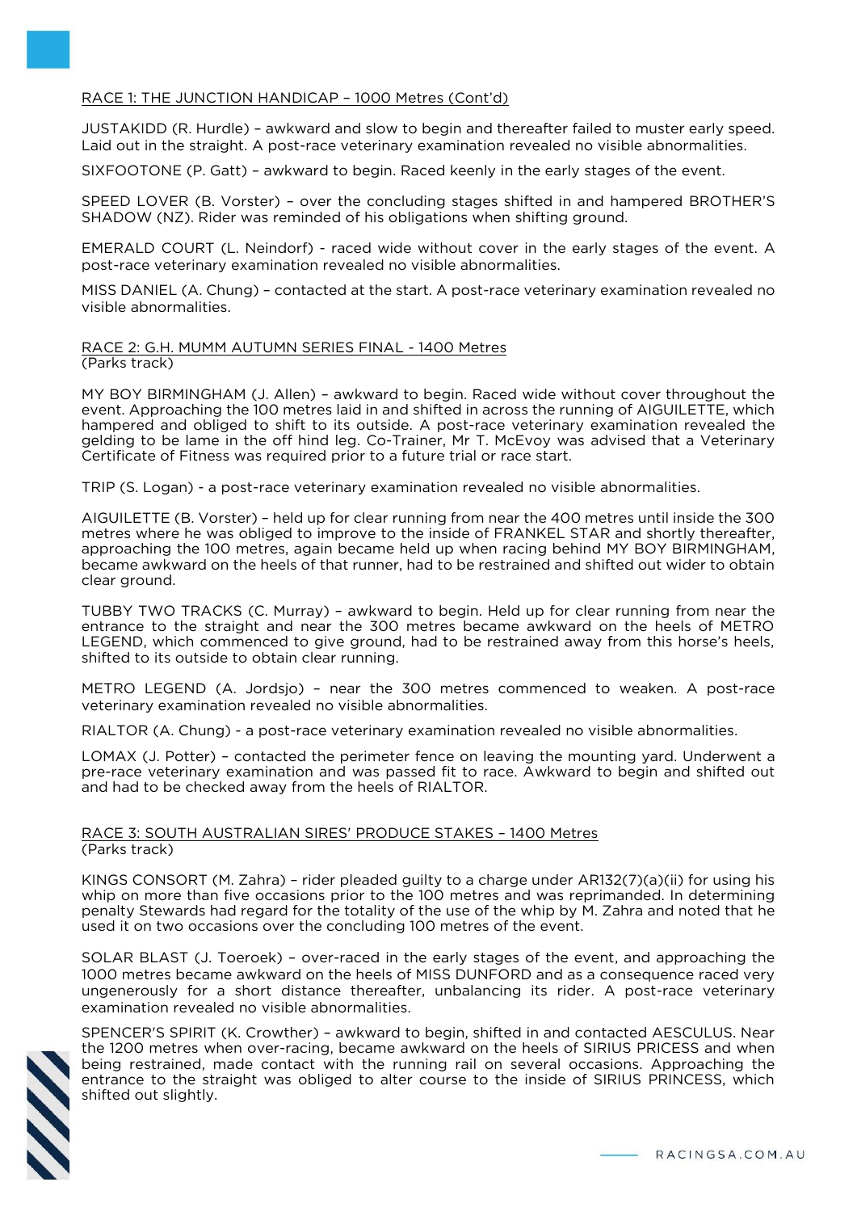RACE 1: THE JUNCTION HANDICAP – 1000 Metres (Cont'd)

JUSTAKIDD (R. Hurdle) – awkward and slow to begin and thereafter failed to muster early speed. Laid out in the straight. A post-race veterinary examination revealed no visible abnormalities.

SIXFOOTONE (P. Gatt) – awkward to begin. Raced keenly in the early stages of the event.

SPEED LOVER (B. Vorster) – over the concluding stages shifted in and hampered BROTHER'S SHADOW (NZ). Rider was reminded of his obligations when shifting ground.

EMERALD COURT (L. Neindorf) - raced wide without cover in the early stages of the event. A post-race veterinary examination revealed no visible abnormalities.

MISS DANIEL (A. Chung) – contacted at the start. A post-race veterinary examination revealed no visible abnormalities.

RACE 2: G.H. MUMM AUTUMN SERIES FINAL - 1400 Metres
(Parks track)

MY BOY BIRMINGHAM (J. Allen) – awkward to begin. Raced wide without cover throughout the event. Approaching the 100 metres laid in and shifted in across the running of AIGUILETTE, which hampered and obliged to shift to its outside. A post-race veterinary examination revealed the gelding to be lame in the off hind leg. Co-Trainer, Mr T. McEvoy was advised that a Veterinary Certificate of Fitness was required prior to a future trial or race start.

TRIP (S. Logan) - a post-race veterinary examination revealed no visible abnormalities.

AIGUILETTE (B. Vorster) – held up for clear running from near the 400 metres until inside the 300 metres where he was obliged to improve to the inside of FRANKEL STAR and shortly thereafter, approaching the 100 metres, again became held up when racing behind MY BOY BIRMINGHAM, became awkward on the heels of that runner, had to be restrained and shifted out wider to obtain clear ground.

TUBBY TWO TRACKS (C. Murray) – awkward to begin. Held up for clear running from near the entrance to the straight and near the 300 metres became awkward on the heels of METRO LEGEND, which commenced to give ground, had to be restrained away from this horse's heels, shifted to its outside to obtain clear running.

METRO LEGEND (A. Jordsjo) – near the 300 metres commenced to weaken. A post-race veterinary examination revealed no visible abnormalities.

RIALTOR (A. Chung) - a post-race veterinary examination revealed no visible abnormalities.

LOMAX (J. Potter) – contacted the perimeter fence on leaving the mounting yard. Underwent a pre-race veterinary examination and was passed fit to race. Awkward to begin and shifted out and had to be checked away from the heels of RIALTOR.

RACE 3: SOUTH AUSTRALIAN SIRES' PRODUCE STAKES – 1400 Metres
(Parks track)

KINGS CONSORT (M. Zahra) – rider pleaded guilty to a charge under AR132(7)(a)(ii) for using his whip on more than five occasions prior to the 100 metres and was reprimanded. In determining penalty Stewards had regard for the totality of the use of the whip by M. Zahra and noted that he used it on two occasions over the concluding 100 metres of the event.

SOLAR BLAST (J. Toeroek) – over-raced in the early stages of the event, and approaching the 1000 metres became awkward on the heels of MISS DUNFORD and as a consequence raced very ungenerously for a short distance thereafter, unbalancing its rider. A post-race veterinary examination revealed no visible abnormalities.

SPENCER'S SPIRIT (K. Crowther) – awkward to begin, shifted in and contacted AESCULUS. Near the 1200 metres when over-racing, became awkward on the heels of SIRIUS PRICESS and when being restrained, made contact with the running rail on several occasions. Approaching the entrance to the straight was obliged to alter course to the inside of SIRIUS PRINCESS, which shifted out slightly.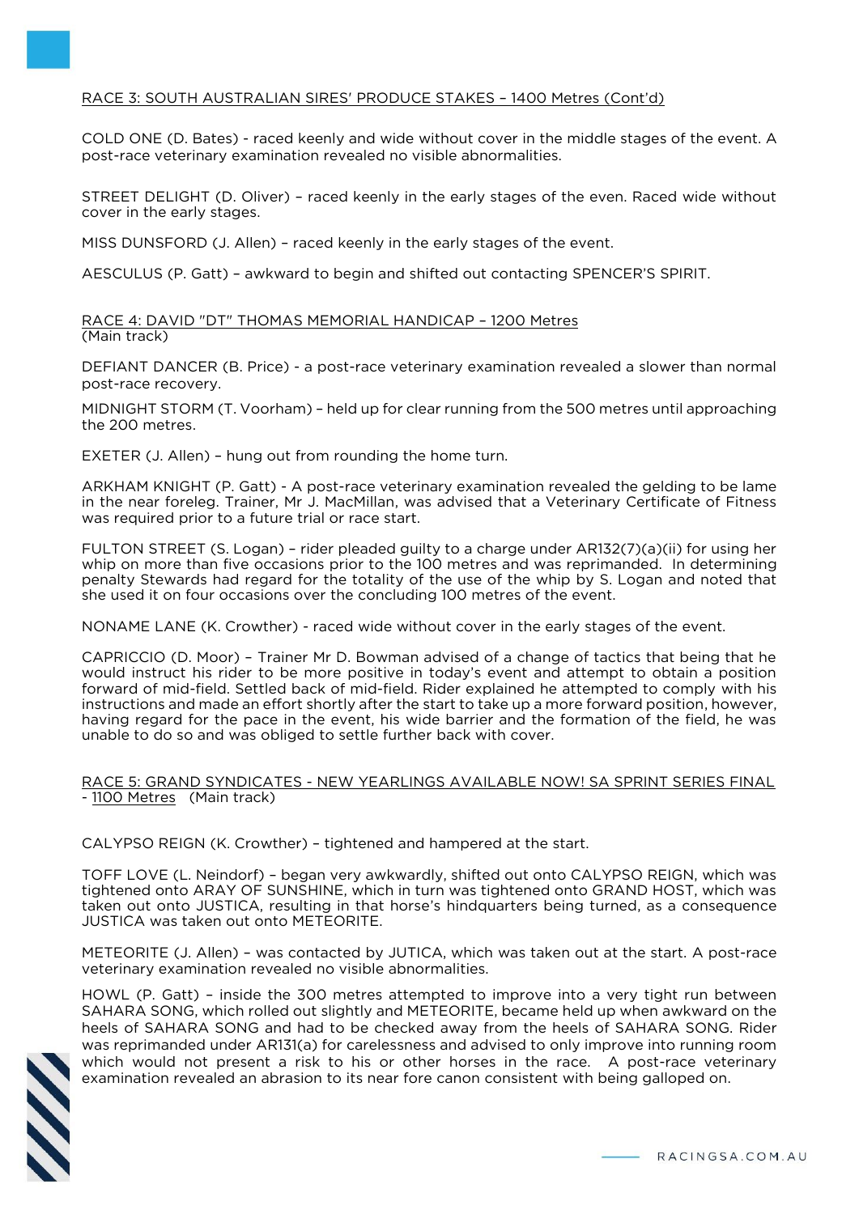RACE 3: SOUTH AUSTRALIAN SIRES' PRODUCE STAKES – 1400 Metres (Cont'd)

COLD ONE (D. Bates) - raced keenly and wide without cover in the middle stages of the event. A post-race veterinary examination revealed no visible abnormalities.

STREET DELIGHT (D. Oliver) – raced keenly in the early stages of the even. Raced wide without cover in the early stages.

MISS DUNSFORD (J. Allen) – raced keenly in the early stages of the event.

AESCULUS (P. Gatt) – awkward to begin and shifted out contacting SPENCER'S SPIRIT.

## RACE 4: DAVID "DT" THOMAS MEMORIAL HANDICAP – 1200 Metres

(Main track)

DEFIANT DANCER (B. Price) - a post-race veterinary examination revealed a slower than normal post-race recovery.

MIDNIGHT STORM (T. Voorham) – held up for clear running from the 500 metres until approaching the 200 metres.

EXETER (J. Allen) – hung out from rounding the home turn.

ARKHAM KNIGHT (P. Gatt) - A post-race veterinary examination revealed the gelding to be lame in the near foreleg. Trainer, Mr J. MacMillan, was advised that a Veterinary Certificate of Fitness was required prior to a future trial or race start.

FULTON STREET (S. Logan) – rider pleaded guilty to a charge under AR132(7)(a)(ii) for using her whip on more than five occasions prior to the 100 metres and was reprimanded. In determining penalty Stewards had regard for the totality of the use of the whip by S. Logan and noted that she used it on four occasions over the concluding 100 metres of the event.

NONAME LANE (K. Crowther) - raced wide without cover in the early stages of the event.

CAPRICCIO (D. Moor) – Trainer Mr D. Bowman advised of a change of tactics that being that he would instruct his rider to be more positive in today's event and attempt to obtain a position forward of mid-field. Settled back of mid-field. Rider explained he attempted to comply with his instructions and made an effort shortly after the start to take up a more forward position, however, having regard for the pace in the event, his wide barrier and the formation of the field, he was unable to do so and was obliged to settle further back with cover.

## RACE 5: GRAND SYNDICATES - NEW YEARLINGS AVAILABLE NOW! SA SPRINT SERIES FINAL - 1100 Metres (Main track)

CALYPSO REIGN (K. Crowther) – tightened and hampered at the start.

TOFF LOVE (L. Neindorf) – began very awkwardly, shifted out onto CALYPSO REIGN, which was tightened onto ARAY OF SUNSHINE, which in turn was tightened onto GRAND HOST, which was taken out onto JUSTICA, resulting in that horse's hindquarters being turned, as a consequence JUSTICA was taken out onto METEORITE.

METEORITE (J. Allen) – was contacted by JUTICA, which was taken out at the start. A post-race veterinary examination revealed no visible abnormalities.

HOWL (P. Gatt) – inside the 300 metres attempted to improve into a very tight run between SAHARA SONG, which rolled out slightly and METEORITE, became held up when awkward on the heels of SAHARA SONG and had to be checked away from the heels of SAHARA SONG. Rider was reprimanded under AR131(a) for carelessness and advised to only improve into running room which would not present a risk to his or other horses in the race. A post-race veterinary examination revealed an abrasion to its near fore canon consistent with being galloped on.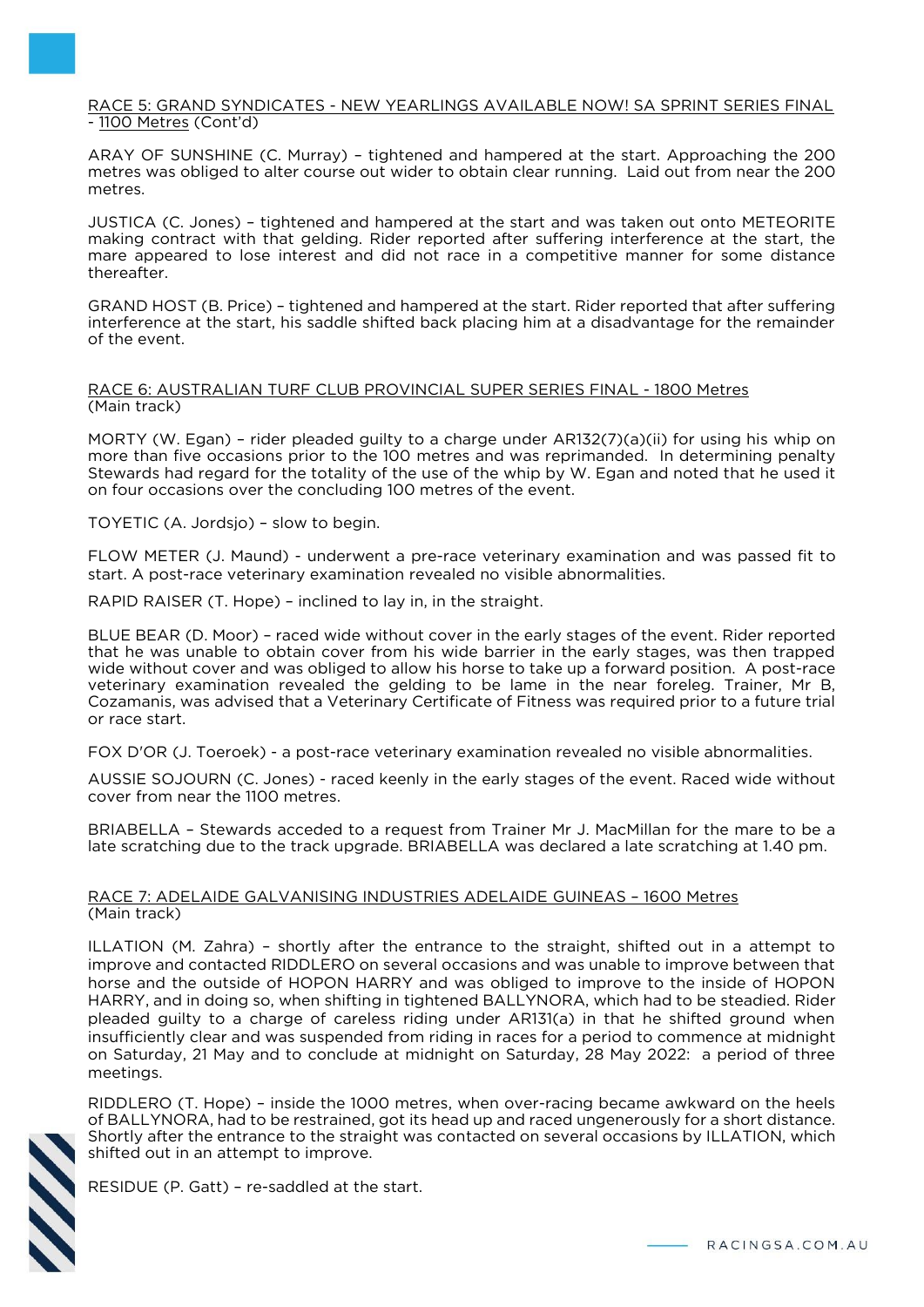RACE 5: GRAND SYNDICATES - NEW YEARLINGS AVAILABLE NOW! SA SPRINT SERIES FINAL - 1100 Metres (Cont'd)

ARAY OF SUNSHINE (C. Murray) – tightened and hampered at the start. Approaching the 200 metres was obliged to alter course out wider to obtain clear running. Laid out from near the 200 metres.

JUSTICA (C. Jones) – tightened and hampered at the start and was taken out onto METEORITE making contract with that gelding. Rider reported after suffering interference at the start, the mare appeared to lose interest and did not race in a competitive manner for some distance thereafter.

GRAND HOST (B. Price) – tightened and hampered at the start. Rider reported that after suffering interference at the start, his saddle shifted back placing him at a disadvantage for the remainder of the event.

RACE 6: AUSTRALIAN TURF CLUB PROVINCIAL SUPER SERIES FINAL - 1800 Metres (Main track)

MORTY (W. Egan) – rider pleaded guilty to a charge under AR132(7)(a)(ii) for using his whip on more than five occasions prior to the 100 metres and was reprimanded. In determining penalty Stewards had regard for the totality of the use of the whip by W. Egan and noted that he used it on four occasions over the concluding 100 metres of the event.

TOYETIC (A. Jordsjo) – slow to begin.

FLOW METER (J. Maund) - underwent a pre-race veterinary examination and was passed fit to start. A post-race veterinary examination revealed no visible abnormalities.

RAPID RAISER (T. Hope) – inclined to lay in, in the straight.

BLUE BEAR (D. Moor) – raced wide without cover in the early stages of the event. Rider reported that he was unable to obtain cover from his wide barrier in the early stages, was then trapped wide without cover and was obliged to allow his horse to take up a forward position. A post-race veterinary examination revealed the gelding to be lame in the near foreleg. Trainer, Mr B, Cozamanis, was advised that a Veterinary Certificate of Fitness was required prior to a future trial or race start.

FOX D'OR (J. Toeroek) - a post-race veterinary examination revealed no visible abnormalities.

AUSSIE SOJOURN (C. Jones) - raced keenly in the early stages of the event. Raced wide without cover from near the 1100 metres.

BRIABELLA – Stewards acceded to a request from Trainer Mr J. MacMillan for the mare to be a late scratching due to the track upgrade. BRIABELLA was declared a late scratching at 1.40 pm.

RACE 7: ADELAIDE GALVANISING INDUSTRIES ADELAIDE GUINEAS – 1600 Metres (Main track)

ILLATION (M. Zahra) – shortly after the entrance to the straight, shifted out in a attempt to improve and contacted RIDDLERO on several occasions and was unable to improve between that horse and the outside of HOPON HARRY and was obliged to improve to the inside of HOPON HARRY, and in doing so, when shifting in tightened BALLYNORA, which had to be steadied. Rider pleaded guilty to a charge of careless riding under AR131(a) in that he shifted ground when insufficiently clear and was suspended from riding in races for a period to commence at midnight on Saturday, 21 May and to conclude at midnight on Saturday, 28 May 2022: a period of three meetings.

RIDDLERO (T. Hope) – inside the 1000 metres, when over-racing became awkward on the heels of BALLYNORA, had to be restrained, got its head up and raced ungenerously for a short distance. Shortly after the entrance to the straight was contacted on several occasions by ILLATION, which shifted out in an attempt to improve.

RESIDUE (P. Gatt) – re-saddled at the start.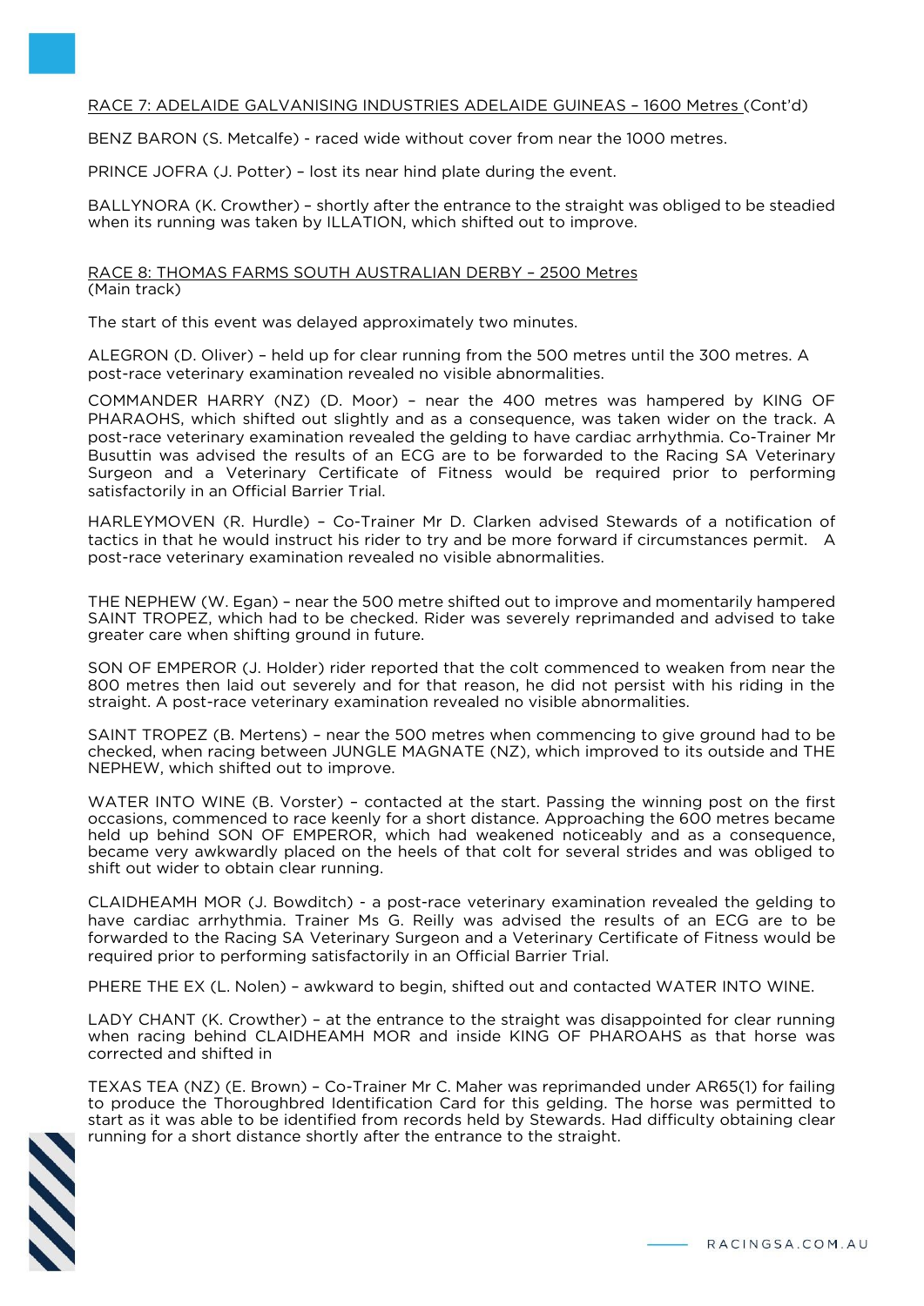<u>RACE 7: ADELAIDE GALVANISING INDUSTRIES ADELAIDE GUINEAS – 1600 Metres</u> (Cont'd)

BENZ BARON (S. Metcalfe) - raced wide without cover from near the 1000 metres.

PRINCE JOFRA (J. Potter) – lost its near hind plate during the event.

BALLYNORA (K. Crowther) – shortly after the entrance to the straight was obliged to be steadied when its running was taken by ILLATION, which shifted out to improve.

<u>RACE 8: THOMAS FARMS SOUTH AUSTRALIAN DERBY – 2500 Metres</u>
(Main track)

The start of this event was delayed approximately two minutes.

ALEGRON (D. Oliver) – held up for clear running from the 500 metres until the 300 metres. A post-race veterinary examination revealed no visible abnormalities.

COMMANDER HARRY (NZ) (D. Moor) – near the 400 metres was hampered by KING OF PHARAOHS, which shifted out slightly and as a consequence, was taken wider on the track. A post-race veterinary examination revealed the gelding to have cardiac arrhythmia. Co-Trainer Mr Busuttin was advised the results of an ECG are to be forwarded to the Racing SA Veterinary Surgeon and a Veterinary Certificate of Fitness would be required prior to performing satisfactorily in an Official Barrier Trial.

HARLEYMOVEN (R. Hurdle) – Co-Trainer Mr D. Clarken advised Stewards of a notification of tactics in that he would instruct his rider to try and be more forward if circumstances permit. A post-race veterinary examination revealed no visible abnormalities.

THE NEPHEW (W. Egan) – near the 500 metre shifted out to improve and momentarily hampered SAINT TROPEZ, which had to be checked. Rider was severely reprimanded and advised to take greater care when shifting ground in future.

SON OF EMPEROR (J. Holder) rider reported that the colt commenced to weaken from near the 800 metres then laid out severely and for that reason, he did not persist with his riding in the straight. A post-race veterinary examination revealed no visible abnormalities.

SAINT TROPEZ (B. Mertens) – near the 500 metres when commencing to give ground had to be checked, when racing between JUNGLE MAGNATE (NZ), which improved to its outside and THE NEPHEW, which shifted out to improve.

WATER INTO WINE (B. Vorster) – contacted at the start. Passing the winning post on the first occasions, commenced to race keenly for a short distance. Approaching the 600 metres became held up behind SON OF EMPEROR, which had weakened noticeably and as a consequence, became very awkwardly placed on the heels of that colt for several strides and was obliged to shift out wider to obtain clear running.

CLAIDHEAMH MOR (J. Bowditch) - a post-race veterinary examination revealed the gelding to have cardiac arrhythmia. Trainer Ms G. Reilly was advised the results of an ECG are to be forwarded to the Racing SA Veterinary Surgeon and a Veterinary Certificate of Fitness would be required prior to performing satisfactorily in an Official Barrier Trial.

PHERE THE EX (L. Nolen) – awkward to begin, shifted out and contacted WATER INTO WINE.

LADY CHANT (K. Crowther) – at the entrance to the straight was disappointed for clear running when racing behind CLAIDHEAMH MOR and inside KING OF PHAROAHS as that horse was corrected and shifted in

TEXAS TEA (NZ) (E. Brown) – Co-Trainer Mr C. Maher was reprimanded under AR65(1) for failing to produce the Thoroughbred Identification Card for this gelding. The horse was permitted to start as it was able to be identified from records held by Stewards. Had difficulty obtaining clear running for a short distance shortly after the entrance to the straight.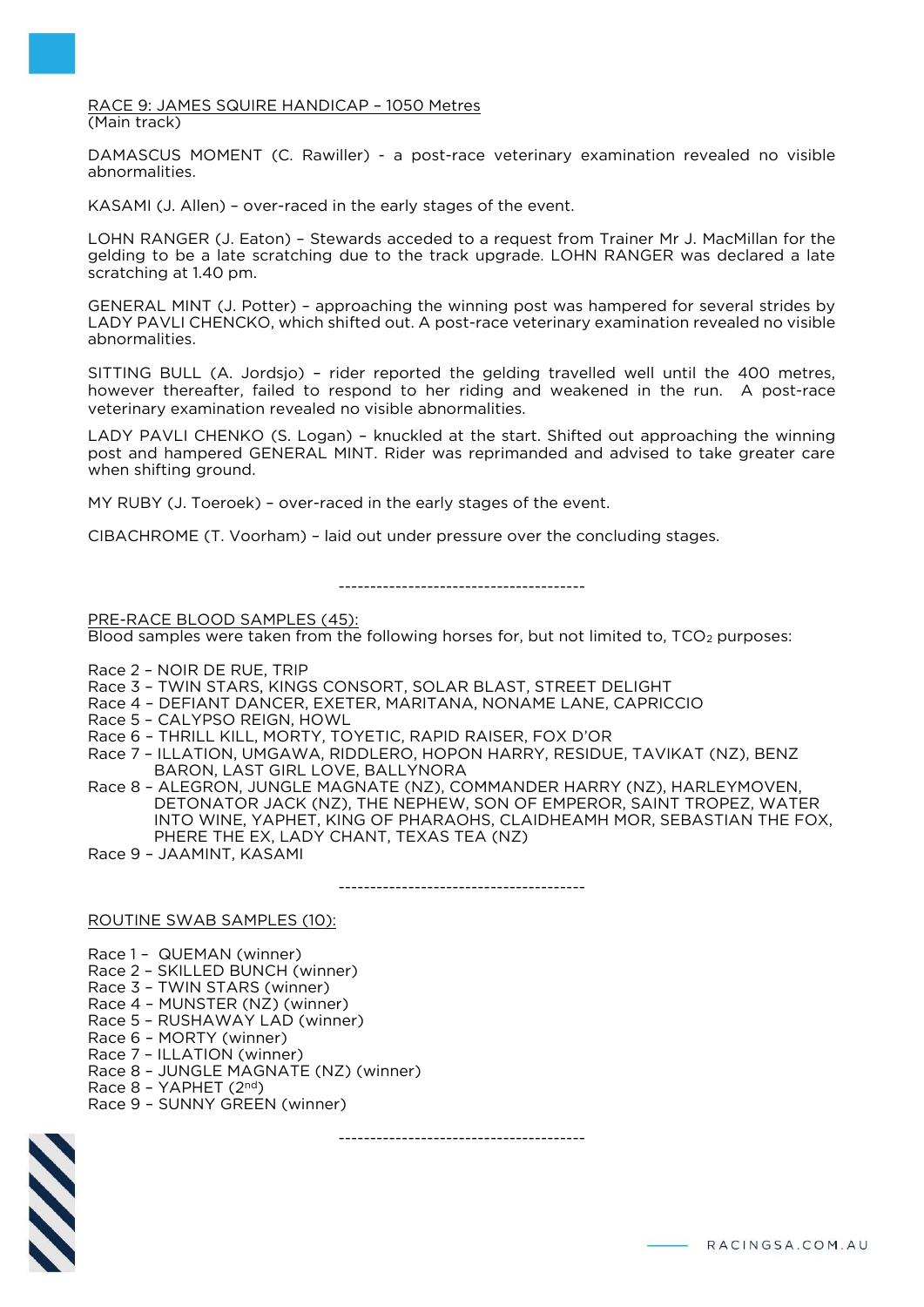RACE 9: JAMES SQUIRE HANDICAP – 1050 Metres
(Main track)

DAMASCUS MOMENT (C. Rawiller) - a post-race veterinary examination revealed no visible abnormalities.

KASAMI (J. Allen) – over-raced in the early stages of the event.

LOHN RANGER (J. Eaton) – Stewards acceded to a request from Trainer Mr J. MacMillan for the gelding to be a late scratching due to the track upgrade. LOHN RANGER was declared a late scratching at 1.40 pm.

GENERAL MINT (J. Potter) – approaching the winning post was hampered for several strides by LADY PAVLI CHENCKO, which shifted out. A post-race veterinary examination revealed no visible abnormalities.

SITTING BULL (A. Jordsjo) – rider reported the gelding travelled well until the 400 metres, however thereafter, failed to respond to her riding and weakened in the run. A post-race veterinary examination revealed no visible abnormalities.

LADY PAVLI CHENKO (S. Logan) – knuckled at the start. Shifted out approaching the winning post and hampered GENERAL MINT. Rider was reprimanded and advised to take greater care when shifting ground.

MY RUBY (J. Toeroek) – over-raced in the early stages of the event.

CIBACHROME (T. Voorham) – laid out under pressure over the concluding stages.

---------------------------------------

PRE-RACE BLOOD SAMPLES (45):
Blood samples were taken from the following horses for, but not limited to, $TCO_2$ purposes:

Race 2 – NOIR DE RUE, TRIP
Race 3 – TWIN STARS, KINGS CONSORT, SOLAR BLAST, STREET DELIGHT
Race 4 – DEFIANT DANCER, EXETER, MARITANA, NONAME LANE, CAPRICCIO
Race 5 – CALYPSO REIGN, HOWL
Race 6 – THRILL KILL, MORTY, TOYETIC, RAPID RAISER, FOX D'OR
Race 7 – ILLATION, UMGAWA, RIDDLERO, HOPON HARRY, RESIDUE, TAVIKAT (NZ), BENZ BARON, LAST GIRL LOVE, BALLYNORA
Race 8 – ALEGRON, JUNGLE MAGNATE (NZ), COMMANDER HARRY (NZ), HARLEYMOVEN, DETONATOR JACK (NZ), THE NEPHEW, SON OF EMPEROR, SAINT TROPEZ, WATER INTO WINE, YAPHET, KING OF PHARAOHS, CLAIDHEAMH MOR, SEBASTIAN THE FOX, PHERE THE EX, LADY CHANT, TEXAS TEA (NZ)
Race 9 – JAAMINT, KASAMI

---------------------------------------

ROUTINE SWAB SAMPLES (10):

Race 1 – QUEMAN (winner)
Race 2 – SKILLED BUNCH (winner)
Race 3 – TWIN STARS (winner)
Race 4 – MUNSTER (NZ) (winner)
Race 5 – RUSHAWAY LAD (winner)
Race 6 – MORTY (winner)
Race 7 – ILLATION (winner)
Race 8 – JUNGLE MAGNATE (NZ) (winner)
Race 8 – YAPHET (2nd)
Race 9 – SUNNY GREEN (winner)

---------------------------------------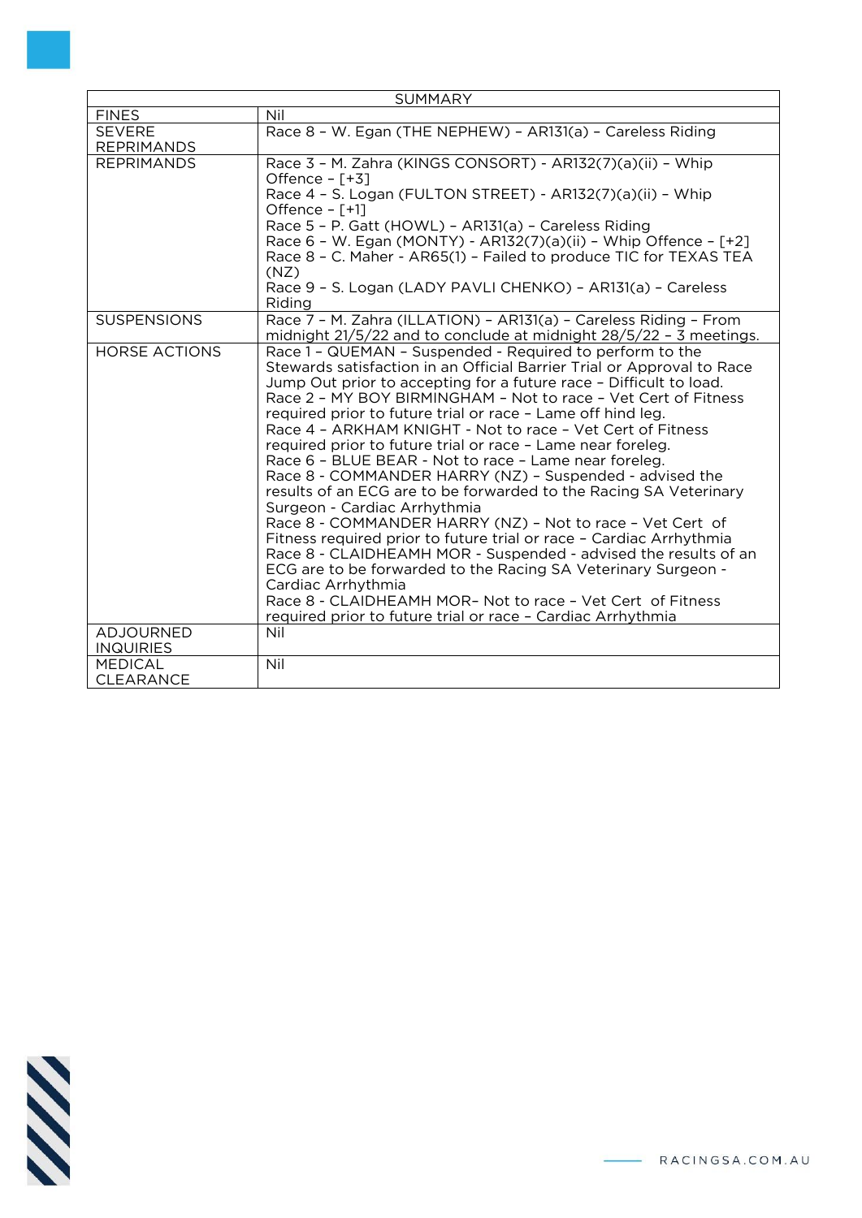| SUMMARY | |
|---|---|
| FINES | Nil |
| SEVERE REPRIMANDS | Race 8 – W. Egan (THE NEPHEW) – AR131(a) – Careless Riding |
| REPRIMANDS | Race 3 – M. Zahra (KINGS CONSORT) - AR132(7)(a)(ii) – Whip Offence – [+3]<br>Race 4 – S. Logan (FULTON STREET) - AR132(7)(a)(ii) – Whip Offence – [+1]<br>Race 5 – P. Gatt (HOWL) – AR131(a) – Careless Riding<br>Race 6 – W. Egan (MONTY) - AR132(7)(a)(ii) – Whip Offence – [+2]<br>Race 8 – C. Maher - AR65(1) – Failed to produce TIC for TEXAS TEA (NZ)<br>Race 9 – S. Logan (LADY PAVLI CHENKO) – AR131(a) – Careless Riding |
| SUSPENSIONS | Race 7 – M. Zahra (ILLATION) – AR131(a) – Careless Riding – From midnight 21/5/22 and to conclude at midnight 28/5/22 – 3 meetings. |
| HORSE ACTIONS | Race 1 – QUEMAN – Suspended - Required to perform to the Stewards satisfaction in an Official Barrier Trial or Approval to Race Jump Out prior to accepting for a future race – Difficult to load.<br>Race 2 – MY BOY BIRMINGHAM – Not to race – Vet Cert of Fitness required prior to future trial or race – Lame off hind leg.<br>Race 4 – ARKHAM KNIGHT - Not to race – Vet Cert of Fitness required prior to future trial or race – Lame near foreleg.<br>Race 6 – BLUE BEAR - Not to race – Lame near foreleg.<br>Race 8 - COMMANDER HARRY (NZ) – Suspended - advised the results of an ECG are to be forwarded to the Racing SA Veterinary Surgeon - Cardiac Arrhythmia<br>Race 8 - COMMANDER HARRY (NZ) – Not to race – Vet Cert of Fitness required prior to future trial or race – Cardiac Arrhythmia<br>Race 8 - CLAIDHEAMH MOR - Suspended - advised the results of an ECG are to be forwarded to the Racing SA Veterinary Surgeon - Cardiac Arrhythmia<br>Race 8 - CLAIDHEAMH MOR– Not to race – Vet Cert of Fitness required prior to future trial or race – Cardiac Arrhythmia |
| ADJOURNED INQUIRIES | Nil |
| MEDICAL CLEARANCE | Nil |